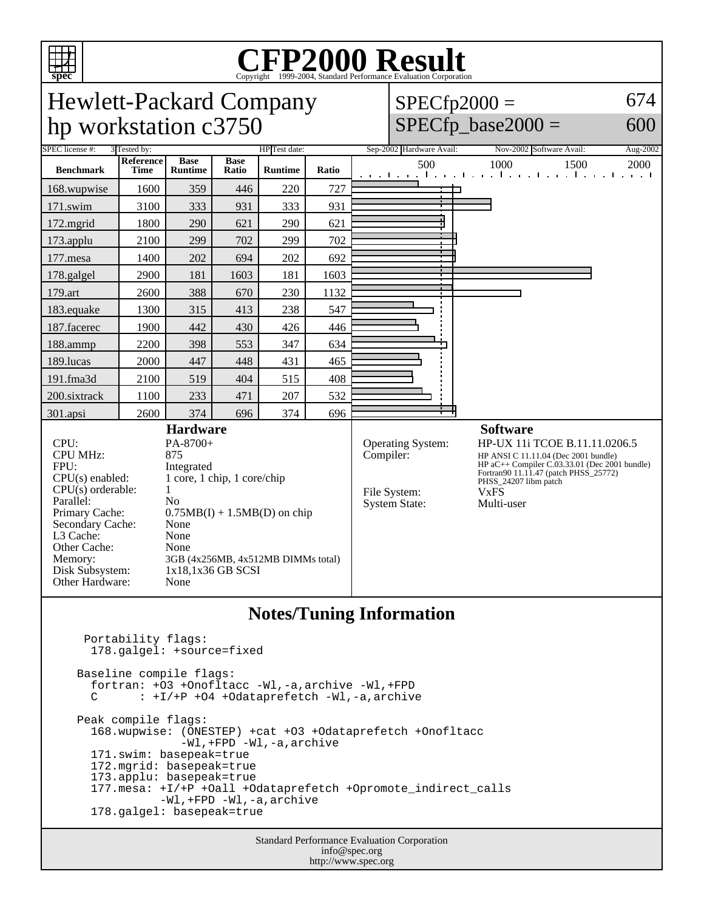# CFP2000 Result

Copyright 1999-2004, Standard Performance Evaluation Corporation

## Hewlett-Packard Company
## hp workstation c3750

SPECfp2000 = 674

SPECfp_base2000 = 600

SPEC license #: 3 | Tested by: HP | Test date: Sep-2002 | Hardware Avail: Nov-2002 | Software Avail: Aug-2002

| Benchmark | Reference Time | Base Runtime | Base Ratio | Runtime | Ratio |
|---|---|---|---|---|---|
| 168.wupwise | 1600 | 359 | 446 | 220 | 727 |
| 171.swim | 3100 | 333 | 931 | 333 | 931 |
| 172.mgrid | 1800 | 290 | 621 | 290 | 621 |
| 173.applu | 2100 | 299 | 702 | 299 | 702 |
| 177.mesa | 1400 | 202 | 694 | 202 | 692 |
| 178.galgel | 2900 | 181 | 1603 | 181 | 1603 |
| 179.art | 2600 | 388 | 670 | 230 | 1132 |
| 183.equake | 1300 | 315 | 413 | 238 | 547 |
| 187.facerec | 1900 | 442 | 430 | 426 | 446 |
| 188.ammp | 2200 | 398 | 553 | 347 | 634 |
| 189.lucas | 2000 | 447 | 448 | 431 | 465 |
| 191.fma3d | 2100 | 519 | 404 | 515 | 408 |
| 200.sixtrack | 1100 | 233 | 471 | 207 | 532 |
| 301.apsi | 2600 | 374 | 696 | 374 | 696 |

### Hardware

| | |
|---|---|
| CPU: | PA-8700+ |
| CPU MHz: | 875 |
| FPU: | Integrated |
| CPU(s) enabled: | 1 core, 1 chip, 1 core/chip |
| CPU(s) orderable: | 1 |
| Parallel: | No |
| Primary Cache: | 0.75MB(I) + 1.5MB(D) on chip |
| Secondary Cache: | None |
| L3 Cache: | None |
| Other Cache: | None |
| Memory: | 3GB (4x256MB, 4x512MB DIMMs total) |
| Disk Subsystem: | 1x18,1x36 GB SCSI |
| Other Hardware: | None |

### Software

| | |
|---|---|
| Operating System: | HP-UX 11i TCOE B.11.11.0206.5 |
| Compiler: | HP ANSI C 11.11.04 (Dec 2001 bundle)<br>HP aC++ Compiler C.03.33.01 (Dec 2001 bundle)<br>Fortran90 11.11.47 (patch PHSS_25772)<br>PHSS_24207 libm patch |
| File System: | VxFS |
| System State: | Multi-user |

## Notes/Tuning Information

```
 Portability flags:
  178.galgel: +source=fixed

Baseline compile flags:
  fortran: +O3 +Onofltacc -Wl,-a,archive -Wl,+FPD
  C      : +I/+P +O4 +Odataprefetch -Wl,-a,archive

Peak compile flags:
  168.wupwise: (ONESTEP) +cat +O3 +Odataprefetch +Onofltacc
               -Wl,+FPD -Wl,-a,archive
  171.swim: basepeak=true
  172.mgrid: basepeak=true
  173.applu: basepeak=true
  177.mesa: +I/+P +Oall +Odataprefetch +Opromote_indirect_calls
          -Wl,+FPD -Wl,-a,archive
  178.galgel: basepeak=true
```

Standard Performance Evaluation Corporation
info@spec.org
http://www.spec.org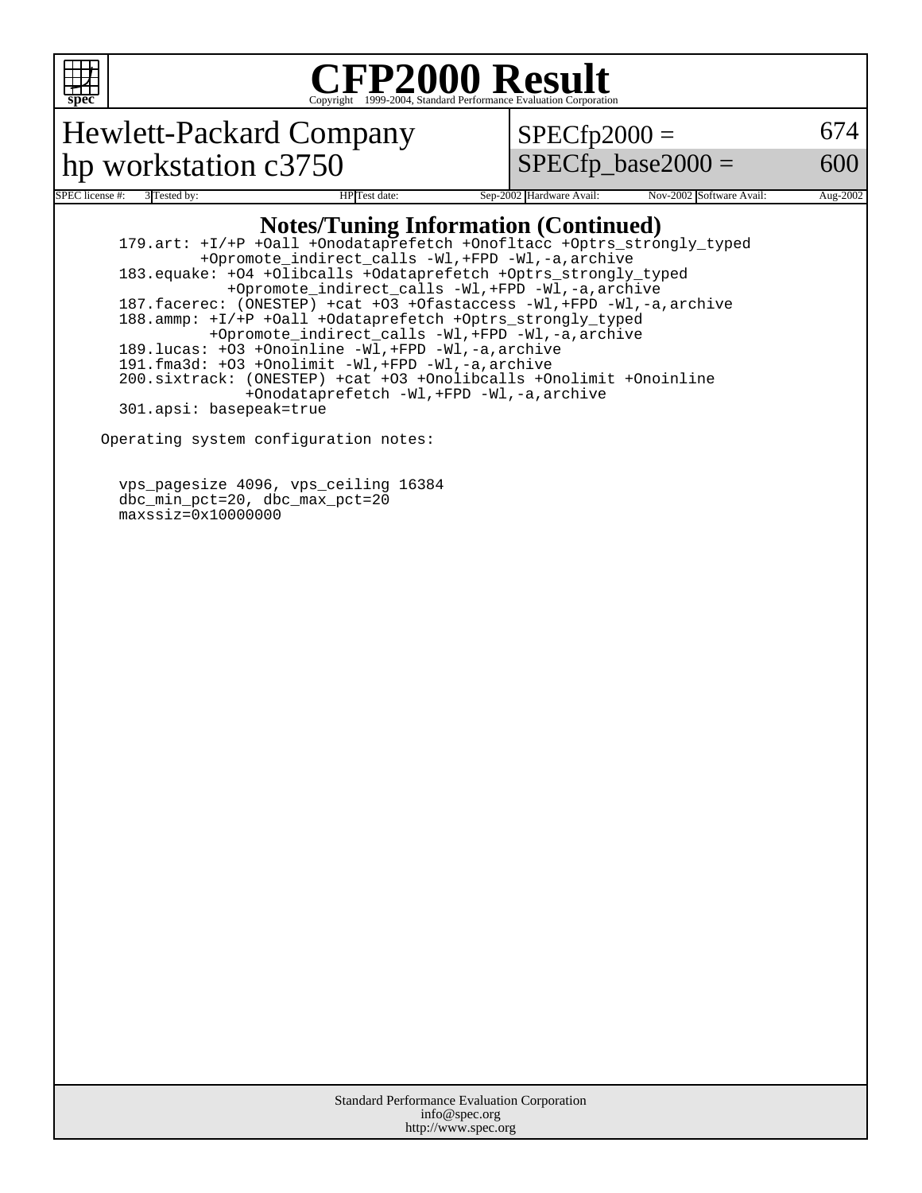# CFP2000 Result

Copyright 1999-2004, Standard Performance Evaluation Corporation

## Hewlett-Packard Company
## hp workstation c3750

SPECfp2000 = 674

SPECfp_base2000 = 600

| SPEC license #: | 3 | Tested by: | HP | Test date: | Sep-2002 | Hardware Avail: | Nov-2002 | Software Avail: | Aug-2002 |
|---|---|---|---|---|---|---|---|---|---|

### Notes/Tuning Information (Continued)

```
  179.art: +I/+P +Oall +Onodataprefetch +Onofltacc +Optrs_strongly_typed
           +Opromote_indirect_calls -Wl,+FPD -Wl,-a,archive
  183.equake: +O4 +Olibcalls +Odataprefetch +Optrs_strongly_typed
              +Opromote_indirect_calls -Wl,+FPD -Wl,-a,archive
  187.facerec: (ONESTEP) +cat +O3 +Ofastaccess -Wl,+FPD -Wl,-a,archive
  188.ammp: +I/+P +Oall +Odataprefetch +Optrs_strongly_typed
            +Opromote_indirect_calls -Wl,+FPD -Wl,-a,archive
  189.lucas: +O3 +Onoinline -Wl,+FPD -Wl,-a,archive
  191.fma3d: +O3 +Onolimit -Wl,+FPD -Wl,-a,archive
  200.sixtrack: (ONESTEP) +cat +O3 +Onolibcalls +Onolimit +Onoinline
                +Onodataprefetch -Wl,+FPD -Wl,-a,archive
  301.apsi: basepeak=true

Operating system configuration notes:


  vps_pagesize 4096, vps_ceiling 16384
  dbc_min_pct=20, dbc_max_pct=20
  maxssiz=0x10000000
```

Standard Performance Evaluation Corporation
info@spec.org
http://www.spec.org